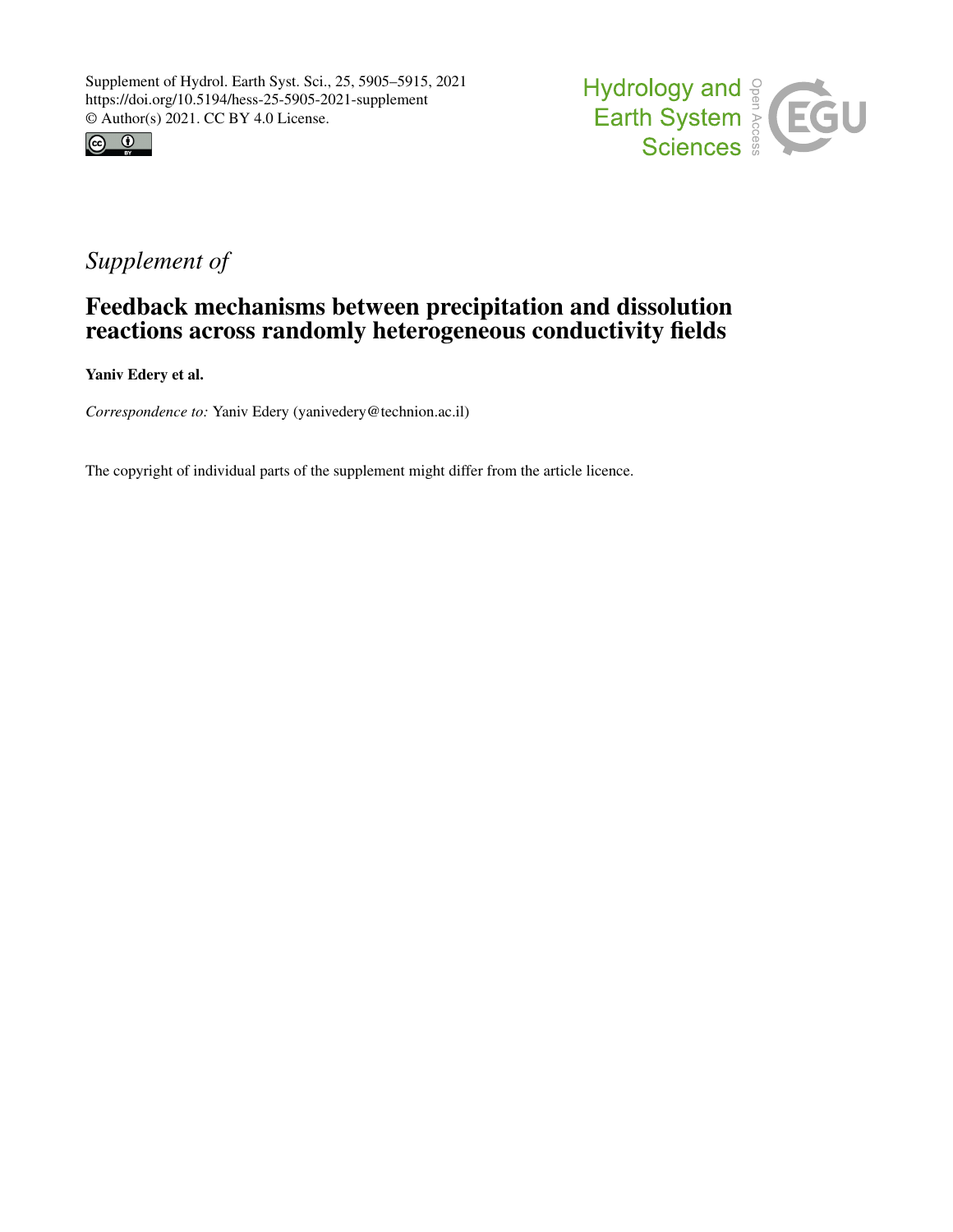Supplement of Hydrol. Earth Syst. Sci., 25, 5905–5915, 2021
https://doi.org/10.5194/hess-25-5905-2021-supplement
© Author(s) 2021. CC BY 4.0 License.

*Supplement of*

# Feedback mechanisms between precipitation and dissolution reactions across randomly heterogeneous conductivity fields

**Yaniv Edery et al.**

*Correspondence to:* Yaniv Edery (yanivedery@technion.ac.il)

The copyright of individual parts of the supplement might differ from the article licence.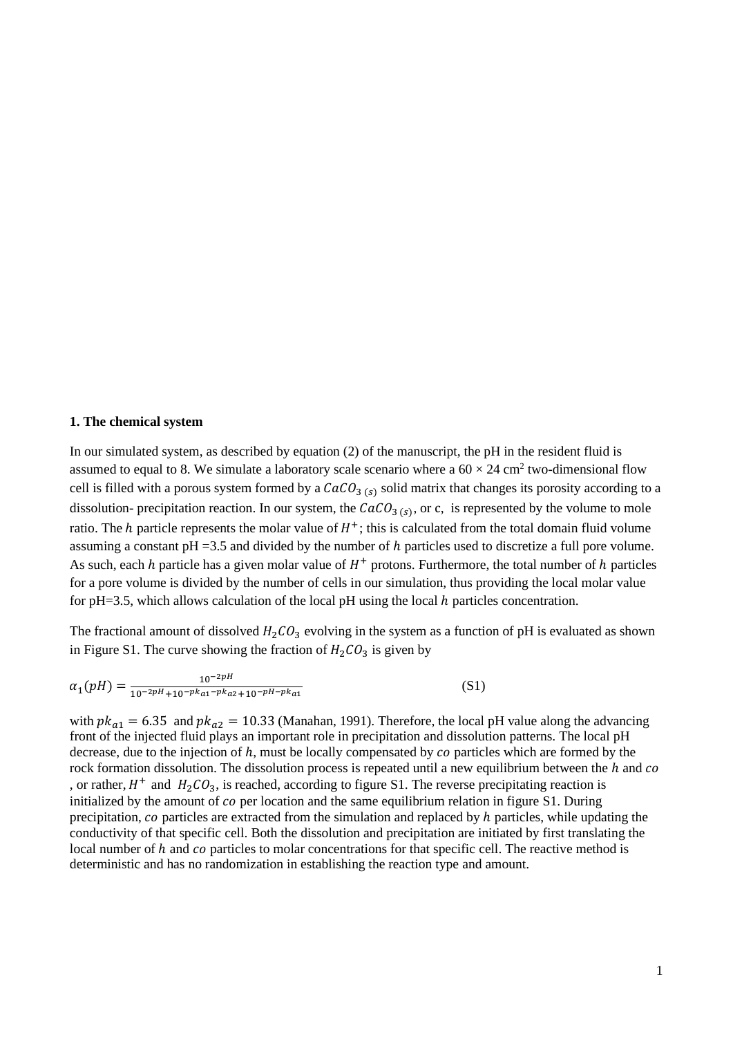**1. The chemical system**

In our simulated system, as described by equation (2) of the manuscript, the pH in the resident fluid is assumed to equal to 8. We simulate a laboratory scale scenario where a $60 \times 24$ cm$^2$ two-dimensional flow cell is filled with a porous system formed by a $CaCO_{3\,(s)}$ solid matrix that changes its porosity according to a dissolution- precipitation reaction. In our system, the $CaCO_{3\,(s)}$, or c, is represented by the volume to mole ratio. The $h$ particle represents the molar value of $H^+$; this is calculated from the total domain fluid volume assuming a constant pH =3.5 and divided by the number of $h$ particles used to discretize a full pore volume. As such, each $h$ particle has a given molar value of $H^+$ protons. Furthermore, the total number of $h$ particles for a pore volume is divided by the number of cells in our simulation, thus providing the local molar value for pH=3.5, which allows calculation of the local pH using the local $h$ particles concentration.

The fractional amount of dissolved $H_2CO_3$ evolving in the system as a function of pH is evaluated as shown in Figure S1. The curve showing the fraction of $H_2CO_3$ is given by

$$\alpha_1(pH) = \frac{10^{-2pH}}{10^{-2pH} + 10^{-pk_{a1} - pk_{a2}} + 10^{-pH - pk_{a1}}} \qquad \text{(S1)}$$

with $pk_{a1} = 6.35$ and $pk_{a2} = 10.33$ (Manahan, 1991). Therefore, the local pH value along the advancing front of the injected fluid plays an important role in precipitation and dissolution patterns. The local pH decrease, due to the injection of $h$, must be locally compensated by $co$ particles which are formed by the rock formation dissolution. The dissolution process is repeated until a new equilibrium between the $h$ and $co$ , or rather, $H^+$ and $H_2CO_3$, is reached, according to figure S1. The reverse precipitating reaction is initialized by the amount of $co$ per location and the same equilibrium relation in figure S1. During precipitation, $co$ particles are extracted from the simulation and replaced by $h$ particles, while updating the conductivity of that specific cell. Both the dissolution and precipitation are initiated by first translating the local number of $h$ and $co$ particles to molar concentrations for that specific cell. The reactive method is deterministic and has no randomization in establishing the reaction type and amount.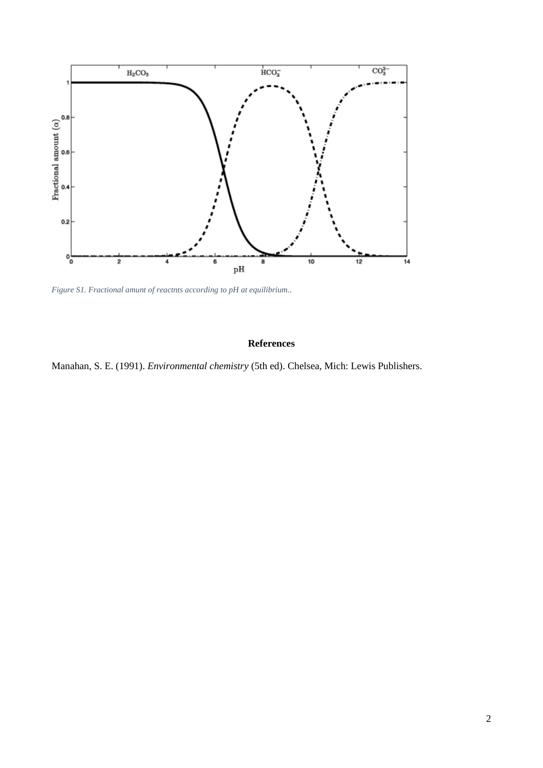$H_2CO_3$

$HCO_3^-$

$CO_3^{2-}$

Fractional amount ($\alpha$)

1

0.8

0.6

0.4

0.2

0

0 2 4 6 8 10 12 14

pH

*Figure S1. Fractional amunt of reactnts according to pH at equilibrium..*

**References**

Manahan, S. E. (1991). *Environmental chemistry* (5th ed). Chelsea, Mich: Lewis Publishers.